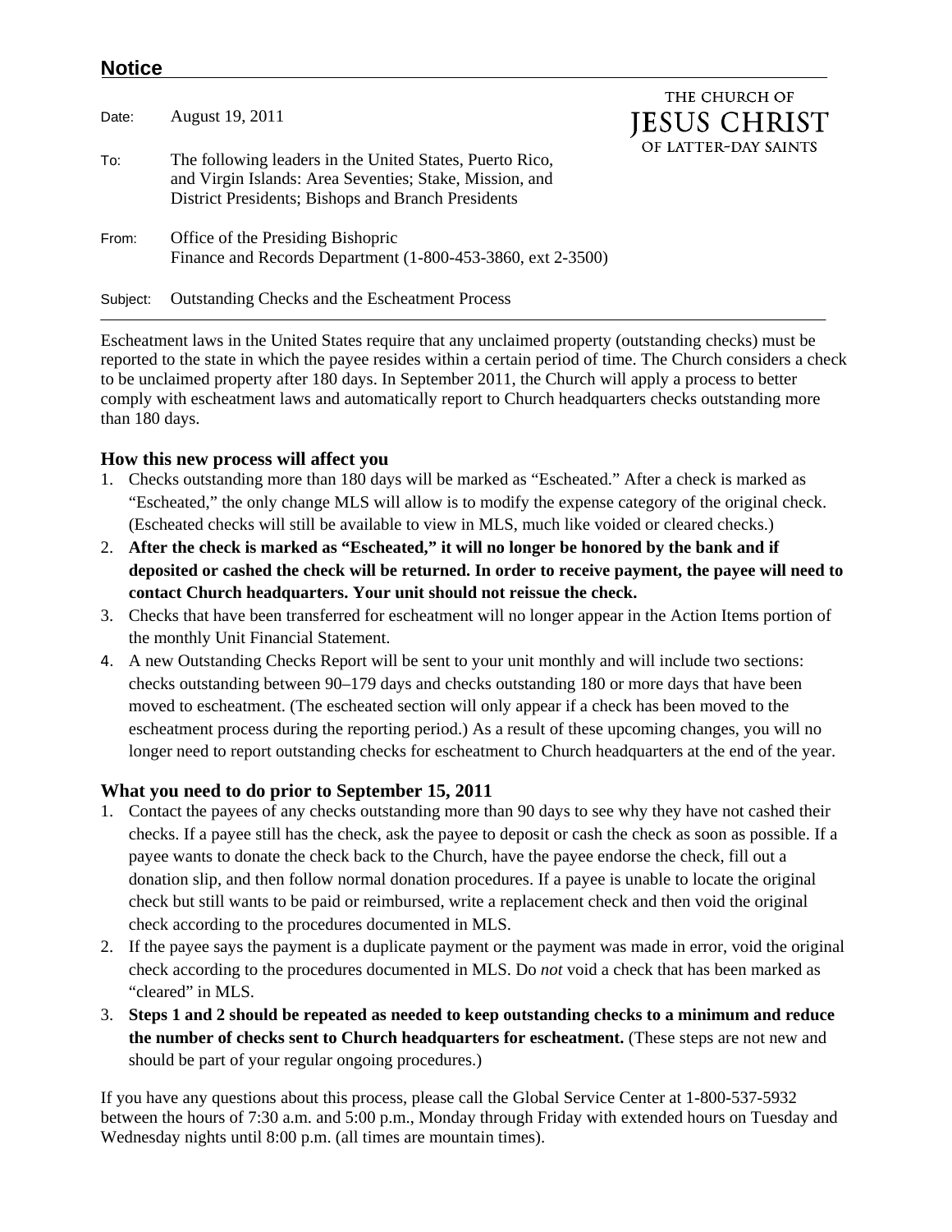## Notice

THE CHURCH OF
JESUS CHRIST
OF LATTER-DAY SAINTS

Date: August 19, 2011

To: The following leaders in the United States, Puerto Rico, and Virgin Islands: Area Seventies; Stake, Mission, and District Presidents; Bishops and Branch Presidents

From: Office of the Presiding Bishopric
Finance and Records Department (1-800-453-3860, ext 2-3500)

Subject: Outstanding Checks and the Escheatment Process

---

Escheatment laws in the United States require that any unclaimed property (outstanding checks) must be reported to the state in which the payee resides within a certain period of time. The Church considers a check to be unclaimed property after 180 days. In September 2011, the Church will apply a process to better comply with escheatment laws and automatically report to Church headquarters checks outstanding more than 180 days.

### How this new process will affect you

1. Checks outstanding more than 180 days will be marked as "Escheated." After a check is marked as "Escheated," the only change MLS will allow is to modify the expense category of the original check. (Escheated checks will still be available to view in MLS, much like voided or cleared checks.)
2. **After the check is marked as "Escheated," it will no longer be honored by the bank and if deposited or cashed the check will be returned. In order to receive payment, the payee will need to contact Church headquarters. Your unit should not reissue the check.**
3. Checks that have been transferred for escheatment will no longer appear in the Action Items portion of the monthly Unit Financial Statement.
4. A new Outstanding Checks Report will be sent to your unit monthly and will include two sections: checks outstanding between 90–179 days and checks outstanding 180 or more days that have been moved to escheatment. (The escheated section will only appear if a check has been moved to the escheatment process during the reporting period.) As a result of these upcoming changes, you will no longer need to report outstanding checks for escheatment to Church headquarters at the end of the year.

### What you need to do prior to September 15, 2011

1. Contact the payees of any checks outstanding more than 90 days to see why they have not cashed their checks. If a payee still has the check, ask the payee to deposit or cash the check as soon as possible. If a payee wants to donate the check back to the Church, have the payee endorse the check, fill out a donation slip, and then follow normal donation procedures. If a payee is unable to locate the original check but still wants to be paid or reimbursed, write a replacement check and then void the original check according to the procedures documented in MLS.
2. If the payee says the payment is a duplicate payment or the payment was made in error, void the original check according to the procedures documented in MLS. Do *not* void a check that has been marked as "cleared" in MLS.
3. **Steps 1 and 2 should be repeated as needed to keep outstanding checks to a minimum and reduce the number of checks sent to Church headquarters for escheatment.** (These steps are not new and should be part of your regular ongoing procedures.)

If you have any questions about this process, please call the Global Service Center at 1-800-537-5932 between the hours of 7:30 a.m. and 5:00 p.m., Monday through Friday with extended hours on Tuesday and Wednesday nights until 8:00 p.m. (all times are mountain times).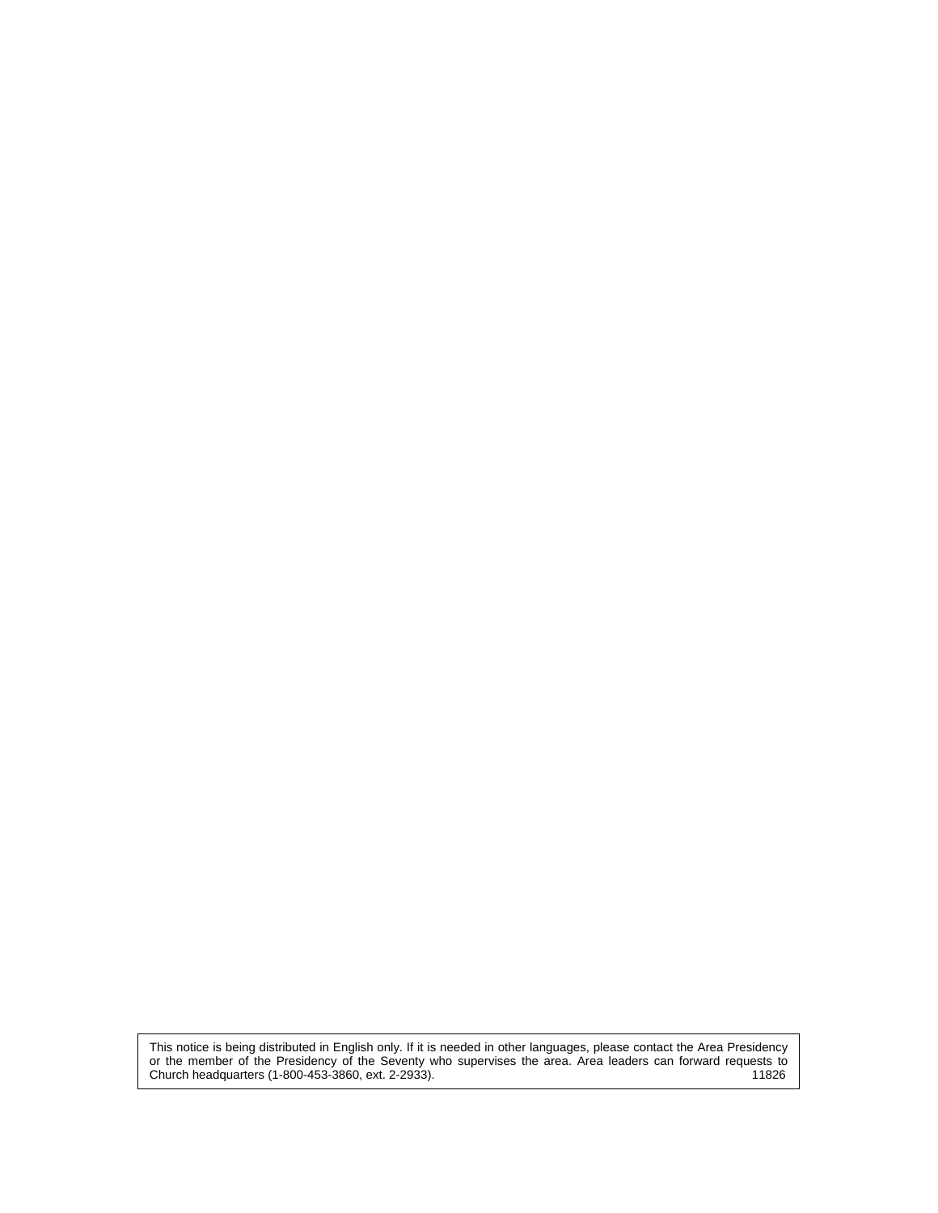This notice is being distributed in English only. If it is needed in other languages, please contact the Area Presidency or the member of the Presidency of the Seventy who supervises the area. Area leaders can forward requests to Church headquarters (1-800-453-3860, ext. 2-2933). 11826